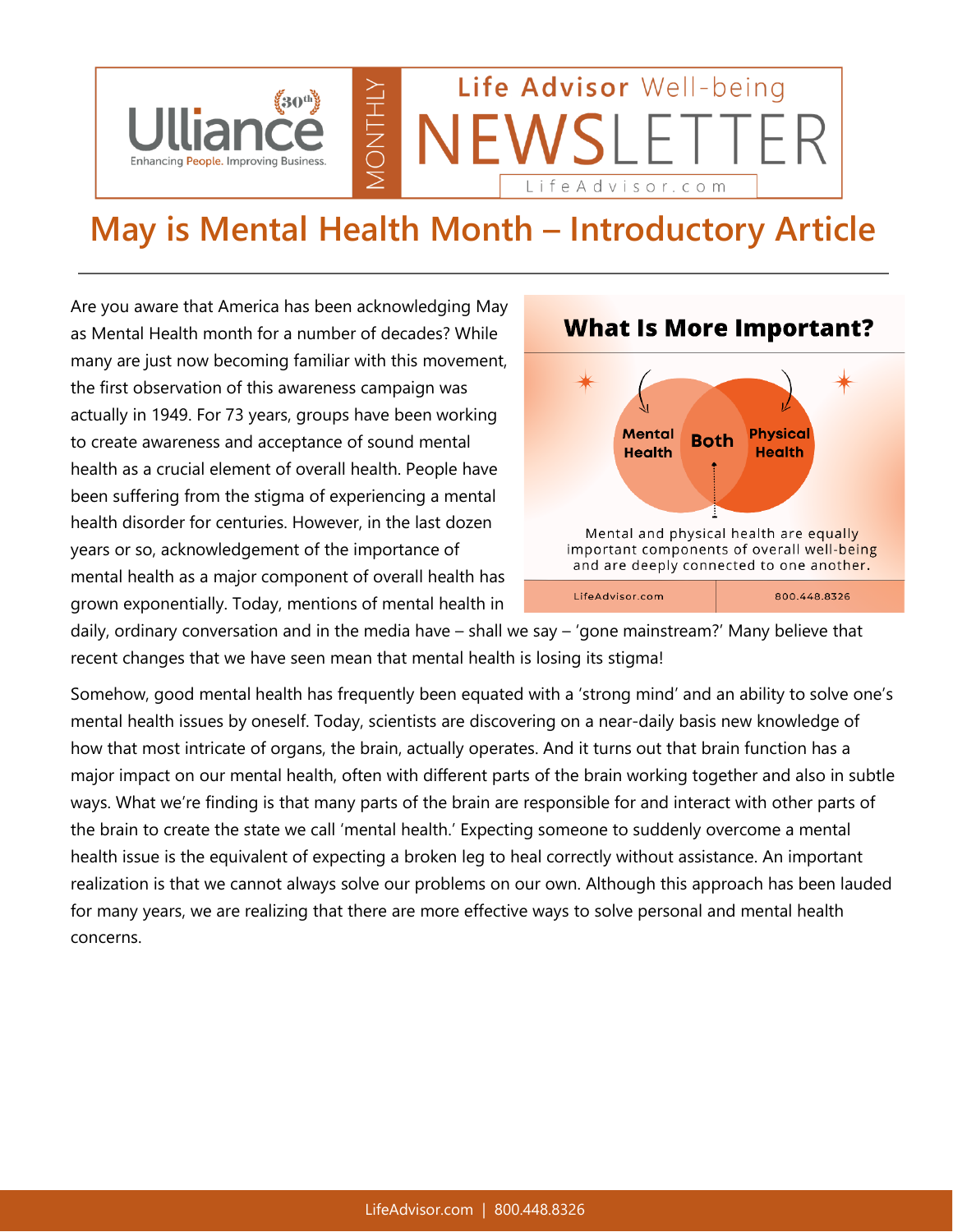Ulliance — Enhancing People. Improving Business.

MONTHLY

Life Advisor Well-being NEWSLETTER

LifeAdvisor.com

# May is Mental Health Month – Introductory Article

Are you aware that America has been acknowledging May as Mental Health month for a number of decades? While many are just now becoming familiar with this movement, the first observation of this awareness campaign was actually in 1949. For 73 years, groups have been working to create awareness and acceptance of sound mental health as a crucial element of overall health. People have been suffering from the stigma of experiencing a mental health disorder for centuries. However, in the last dozen years or so, acknowledgement of the importance of mental health as a major component of overall health has grown exponentially. Today, mentions of mental health in daily, ordinary conversation and in the media have – shall we say – 'gone mainstream?' Many believe that recent changes that we have seen mean that mental health is losing its stigma!

**What Is More Important?**

Mental Health | Both | Physical Health

Mental and physical health are equally important components of overall well-being and are deeply connected to one another.

LifeAdvisor.com | 800.448.8326

Somehow, good mental health has frequently been equated with a 'strong mind' and an ability to solve one's mental health issues by oneself. Today, scientists are discovering on a near-daily basis new knowledge of how that most intricate of organs, the brain, actually operates. And it turns out that brain function has a major impact on our mental health, often with different parts of the brain working together and also in subtle ways. What we're finding is that many parts of the brain are responsible for and interact with other parts of the brain to create the state we call 'mental health.' Expecting someone to suddenly overcome a mental health issue is the equivalent of expecting a broken leg to heal correctly without assistance. An important realization is that we cannot always solve our problems on our own. Although this approach has been lauded for many years, we are realizing that there are more effective ways to solve personal and mental health concerns.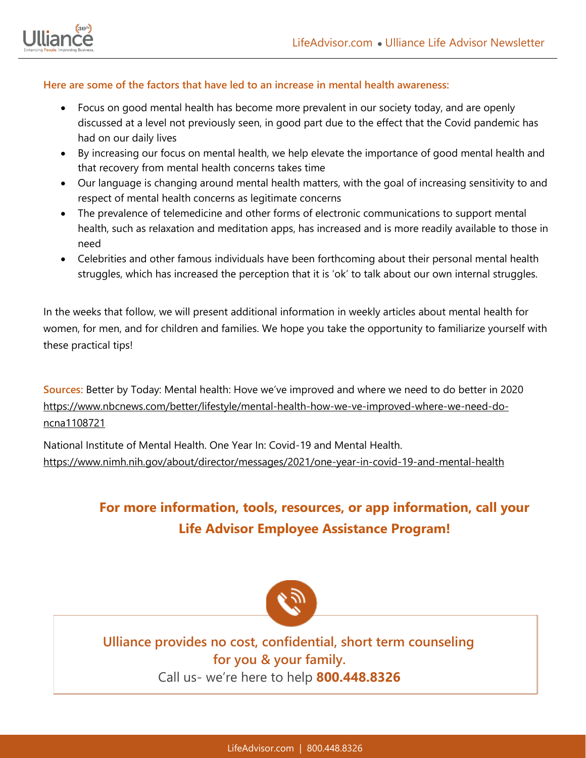**Here are some of the factors that have led to an increase in mental health awareness:**

- Focus on good mental health has become more prevalent in our society today, and are openly discussed at a level not previously seen, in good part due to the effect that the Covid pandemic has had on our daily lives
- By increasing our focus on mental health, we help elevate the importance of good mental health and that recovery from mental health concerns takes time
- Our language is changing around mental health matters, with the goal of increasing sensitivity to and respect of mental health concerns as legitimate concerns
- The prevalence of telemedicine and other forms of electronic communications to support mental health, such as relaxation and meditation apps, has increased and is more readily available to those in need
- Celebrities and other famous individuals have been forthcoming about their personal mental health struggles, which has increased the perception that it is 'ok' to talk about our own internal struggles.

In the weeks that follow, we will present additional information in weekly articles about mental health for women, for men, and for children and families. We hope you take the opportunity to familiarize yourself with these practical tips!

**Sources:** Better by Today: Mental health: Hove we've improved and where we need to do better in 2020 https://www.nbcnews.com/better/lifestyle/mental-health-how-we-ve-improved-where-we-need-do-ncna1108721

National Institute of Mental Health. One Year In: Covid-19 and Mental Health. https://www.nimh.nih.gov/about/director/messages/2021/one-year-in-covid-19-and-mental-health

**For more information, tools, resources, or app information, call your Life Advisor Employee Assistance Program!**

**Ulliance provides no cost, confidential, short term counseling for you & your family.**

Call us- we're here to help **800.448.8326**